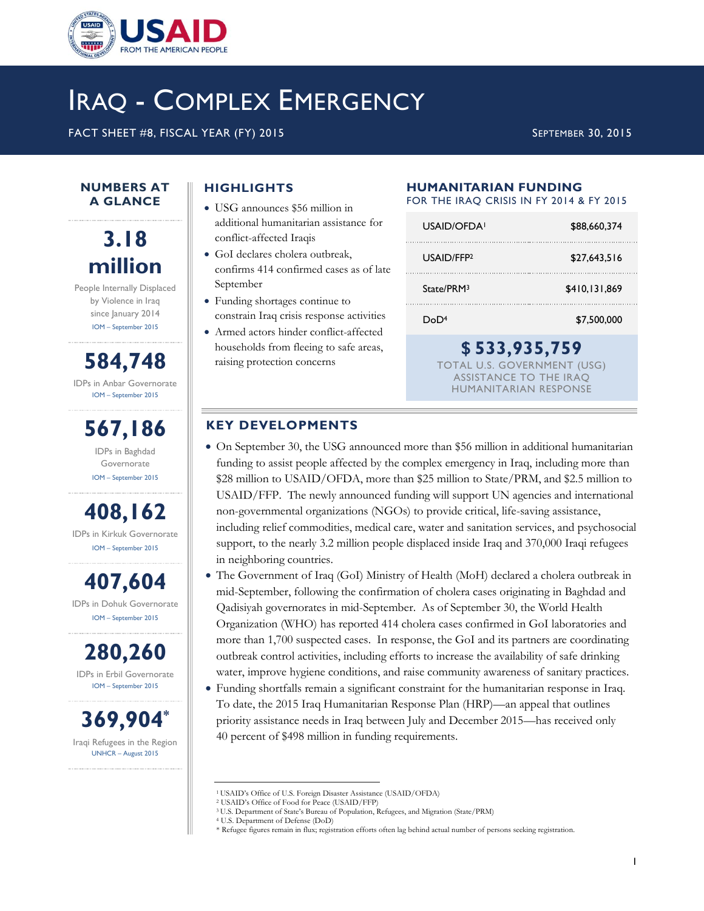USAID FROM THE AMERICAN PEOPLE

# IRAQ - COMPLEX EMERGENCY

FACT SHEET #8, FISCAL YEAR (FY) 2015

SEPTEMBER 30, 2015

## NUMBERS AT A GLANCE

**3.18 million**
People Internally Displaced by Violence in Iraq since January 2014
IOM – September 2015

**584,748**
IDPs in Anbar Governorate
IOM – September 2015

**567,186**
IDPs in Baghdad Governorate
IOM – September 2015

**408,162**
IDPs in Kirkuk Governorate
IOM – September 2015

**407,604**
IDPs in Dohuk Governorate
IOM – September 2015

**280,260**
IDPs in Erbil Governorate
IOM – September 2015

**369,904***
Iraqi Refugees in the Region
UNHCR – August 2015

## HIGHLIGHTS

- USG announces $56 million in additional humanitarian assistance for conflict-affected Iraqis
- GoI declares cholera outbreak, confirms 414 confirmed cases as of late September
- Funding shortages continue to constrain Iraq crisis response activities
- Armed actors hinder conflict-affected households from fleeing to safe areas, raising protection concerns

## HUMANITARIAN FUNDING

FOR THE IRAQ CRISIS IN FY 2014 & FY 2015

| | |
|---|---|
| USAID/OFDA[1] | $88,660,374 |
| USAID/FFP[2] | $27,643,516 |
| State/PRM[3] | $410,131,869 |
| DoD[4] | $7,500,000 |

**$533,935,759**
TOTAL U.S. GOVERNMENT (USG) ASSISTANCE TO THE IRAQ HUMANITARIAN RESPONSE

## KEY DEVELOPMENTS

- On September 30, the USG announced more than $56 million in additional humanitarian funding to assist people affected by the complex emergency in Iraq, including more than $28 million to USAID/OFDA, more than $25 million to State/PRM, and $2.5 million to USAID/FFP. The newly announced funding will support UN agencies and international non-governmental organizations (NGOs) to provide critical, life-saving assistance, including relief commodities, medical care, water and sanitation services, and psychosocial support, to the nearly 3.2 million people displaced inside Iraq and 370,000 Iraqi refugees in neighboring countries.
- The Government of Iraq (GoI) Ministry of Health (MoH) declared a cholera outbreak in mid-September, following the confirmation of cholera cases originating in Baghdad and Qadisiyah governorates in mid-September. As of September 30, the World Health Organization (WHO) has reported 414 cholera cases confirmed in GoI laboratories and more than 1,700 suspected cases. In response, the GoI and its partners are coordinating outbreak control activities, including efforts to increase the availability of safe drinking water, improve hygiene conditions, and raise community awareness of sanitary practices.
- Funding shortfalls remain a significant constraint for the humanitarian response in Iraq. To date, the 2015 Iraq Humanitarian Response Plan (HRP)—an appeal that outlines priority assistance needs in Iraq between July and December 2015—has received only 40 percent of $498 million in funding requirements.

---

[1] USAID's Office of U.S. Foreign Disaster Assistance (USAID/OFDA)
[2] USAID's Office of Food for Peace (USAID/FFP)
[3] U.S. Department of State's Bureau of Population, Refugees, and Migration (State/PRM)
[4] U.S. Department of Defense (DoD)
* Refugee figures remain in flux; registration efforts often lag behind actual number of persons seeking registration.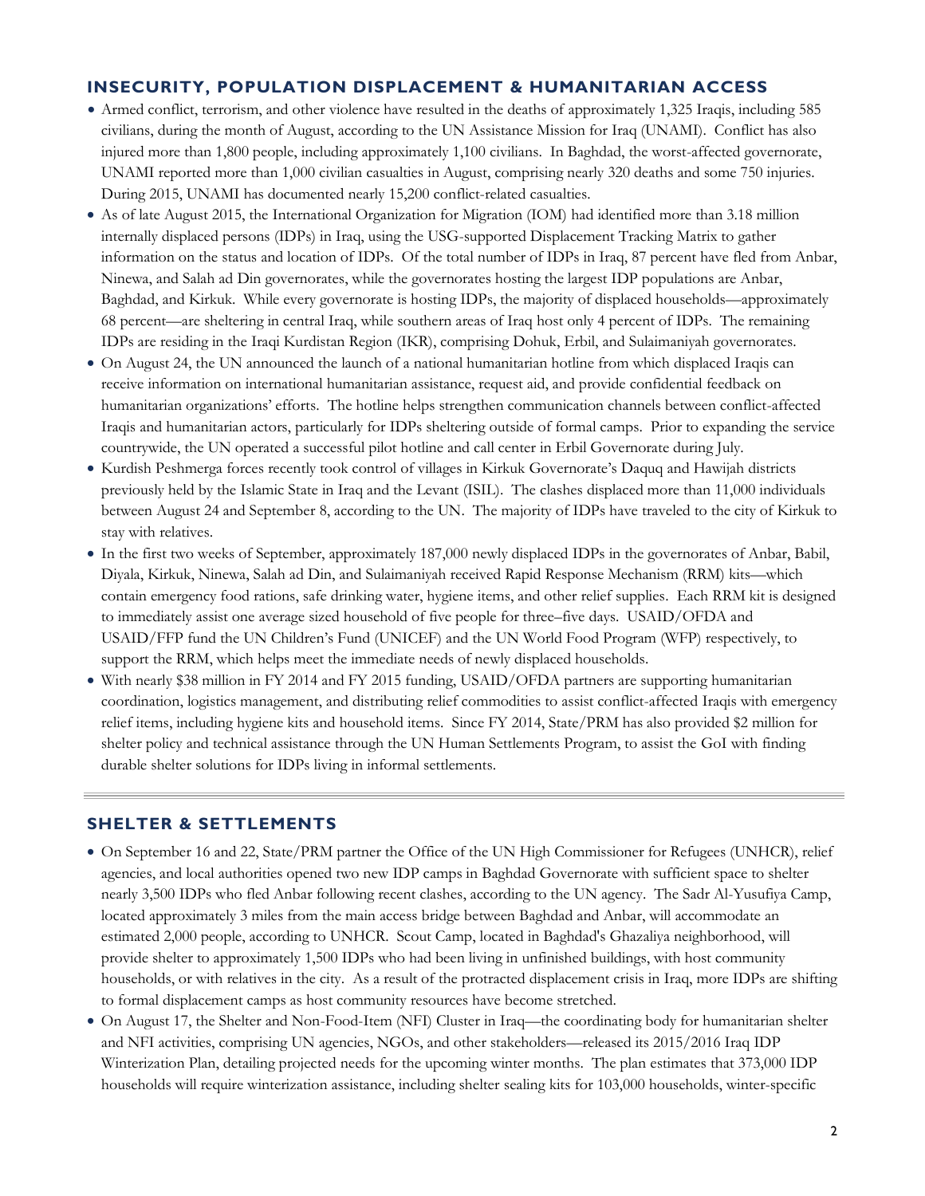## INSECURITY, POPULATION DISPLACEMENT & HUMANITARIAN ACCESS

- Armed conflict, terrorism, and other violence have resulted in the deaths of approximately 1,325 Iraqis, including 585 civilians, during the month of August, according to the UN Assistance Mission for Iraq (UNAMI). Conflict has also injured more than 1,800 people, including approximately 1,100 civilians. In Baghdad, the worst-affected governorate, UNAMI reported more than 1,000 civilian casualties in August, comprising nearly 320 deaths and some 750 injuries. During 2015, UNAMI has documented nearly 15,200 conflict-related casualties.
- As of late August 2015, the International Organization for Migration (IOM) had identified more than 3.18 million internally displaced persons (IDPs) in Iraq, using the USG-supported Displacement Tracking Matrix to gather information on the status and location of IDPs. Of the total number of IDPs in Iraq, 87 percent have fled from Anbar, Ninewa, and Salah ad Din governorates, while the governorates hosting the largest IDP populations are Anbar, Baghdad, and Kirkuk. While every governorate is hosting IDPs, the majority of displaced households—approximately 68 percent—are sheltering in central Iraq, while southern areas of Iraq host only 4 percent of IDPs. The remaining IDPs are residing in the Iraqi Kurdistan Region (IKR), comprising Dohuk, Erbil, and Sulaimaniyah governorates.
- On August 24, the UN announced the launch of a national humanitarian hotline from which displaced Iraqis can receive information on international humanitarian assistance, request aid, and provide confidential feedback on humanitarian organizations' efforts. The hotline helps strengthen communication channels between conflict-affected Iraqis and humanitarian actors, particularly for IDPs sheltering outside of formal camps. Prior to expanding the service countrywide, the UN operated a successful pilot hotline and call center in Erbil Governorate during July.
- Kurdish Peshmerga forces recently took control of villages in Kirkuk Governorate's Daquq and Hawijah districts previously held by the Islamic State in Iraq and the Levant (ISIL). The clashes displaced more than 11,000 individuals between August 24 and September 8, according to the UN. The majority of IDPs have traveled to the city of Kirkuk to stay with relatives.
- In the first two weeks of September, approximately 187,000 newly displaced IDPs in the governorates of Anbar, Babil, Diyala, Kirkuk, Ninewa, Salah ad Din, and Sulaimaniyah received Rapid Response Mechanism (RRM) kits—which contain emergency food rations, safe drinking water, hygiene items, and other relief supplies. Each RRM kit is designed to immediately assist one average sized household of five people for three–five days. USAID/OFDA and USAID/FFP fund the UN Children's Fund (UNICEF) and the UN World Food Program (WFP) respectively, to support the RRM, which helps meet the immediate needs of newly displaced households.
- With nearly $38 million in FY 2014 and FY 2015 funding, USAID/OFDA partners are supporting humanitarian coordination, logistics management, and distributing relief commodities to assist conflict-affected Iraqis with emergency relief items, including hygiene kits and household items. Since FY 2014, State/PRM has also provided $2 million for shelter policy and technical assistance through the UN Human Settlements Program, to assist the GoI with finding durable shelter solutions for IDPs living in informal settlements.

## SHELTER & SETTLEMENTS

- On September 16 and 22, State/PRM partner the Office of the UN High Commissioner for Refugees (UNHCR), relief agencies, and local authorities opened two new IDP camps in Baghdad Governorate with sufficient space to shelter nearly 3,500 IDPs who fled Anbar following recent clashes, according to the UN agency. The Sadr Al-Yusufiya Camp, located approximately 3 miles from the main access bridge between Baghdad and Anbar, will accommodate an estimated 2,000 people, according to UNHCR. Scout Camp, located in Baghdad's Ghazaliya neighborhood, will provide shelter to approximately 1,500 IDPs who had been living in unfinished buildings, with host community households, or with relatives in the city. As a result of the protracted displacement crisis in Iraq, more IDPs are shifting to formal displacement camps as host community resources have become stretched.
- On August 17, the Shelter and Non-Food-Item (NFI) Cluster in Iraq—the coordinating body for humanitarian shelter and NFI activities, comprising UN agencies, NGOs, and other stakeholders—released its 2015/2016 Iraq IDP Winterization Plan, detailing projected needs for the upcoming winter months. The plan estimates that 373,000 IDP households will require winterization assistance, including shelter sealing kits for 103,000 households, winter-specific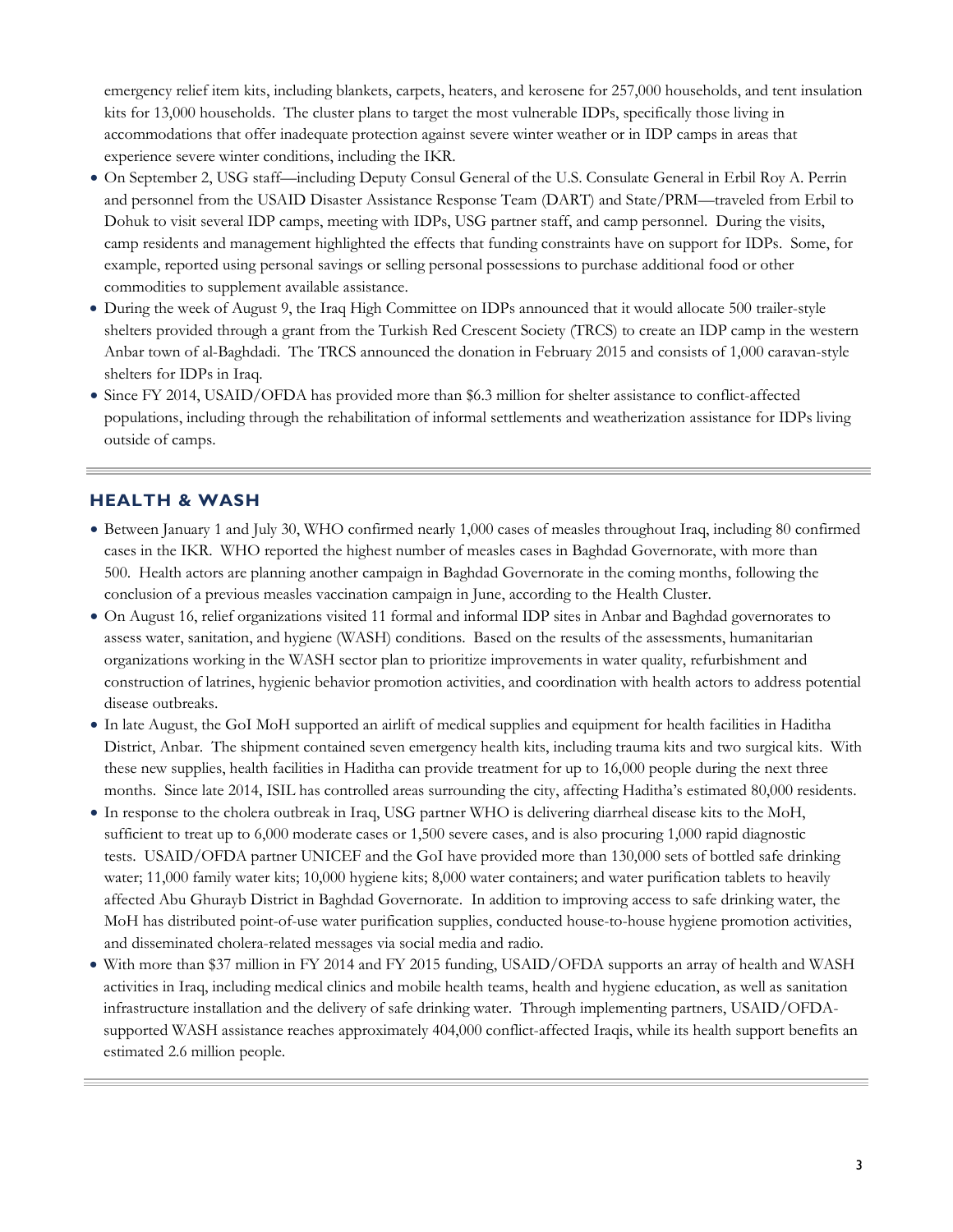emergency relief item kits, including blankets, carpets, heaters, and kerosene for 257,000 households, and tent insulation kits for 13,000 households. The cluster plans to target the most vulnerable IDPs, specifically those living in accommodations that offer inadequate protection against severe winter weather or in IDP camps in areas that experience severe winter conditions, including the IKR.

- On September 2, USG staff—including Deputy Consul General of the U.S. Consulate General in Erbil Roy A. Perrin and personnel from the USAID Disaster Assistance Response Team (DART) and State/PRM—traveled from Erbil to Dohuk to visit several IDP camps, meeting with IDPs, USG partner staff, and camp personnel. During the visits, camp residents and management highlighted the effects that funding constraints have on support for IDPs. Some, for example, reported using personal savings or selling personal possessions to purchase additional food or other commodities to supplement available assistance.
- During the week of August 9, the Iraq High Committee on IDPs announced that it would allocate 500 trailer-style shelters provided through a grant from the Turkish Red Crescent Society (TRCS) to create an IDP camp in the western Anbar town of al-Baghdadi. The TRCS announced the donation in February 2015 and consists of 1,000 caravan-style shelters for IDPs in Iraq.
- Since FY 2014, USAID/OFDA has provided more than $6.3 million for shelter assistance to conflict-affected populations, including through the rehabilitation of informal settlements and weatherization assistance for IDPs living outside of camps.

## HEALTH & WASH

- Between January 1 and July 30, WHO confirmed nearly 1,000 cases of measles throughout Iraq, including 80 confirmed cases in the IKR. WHO reported the highest number of measles cases in Baghdad Governorate, with more than 500. Health actors are planning another campaign in Baghdad Governorate in the coming months, following the conclusion of a previous measles vaccination campaign in June, according to the Health Cluster.
- On August 16, relief organizations visited 11 formal and informal IDP sites in Anbar and Baghdad governorates to assess water, sanitation, and hygiene (WASH) conditions. Based on the results of the assessments, humanitarian organizations working in the WASH sector plan to prioritize improvements in water quality, refurbishment and construction of latrines, hygienic behavior promotion activities, and coordination with health actors to address potential disease outbreaks.
- In late August, the GoI MoH supported an airlift of medical supplies and equipment for health facilities in Haditha District, Anbar. The shipment contained seven emergency health kits, including trauma kits and two surgical kits. With these new supplies, health facilities in Haditha can provide treatment for up to 16,000 people during the next three months. Since late 2014, ISIL has controlled areas surrounding the city, affecting Haditha's estimated 80,000 residents.
- In response to the cholera outbreak in Iraq, USG partner WHO is delivering diarrheal disease kits to the MoH, sufficient to treat up to 6,000 moderate cases or 1,500 severe cases, and is also procuring 1,000 rapid diagnostic tests. USAID/OFDA partner UNICEF and the GoI have provided more than 130,000 sets of bottled safe drinking water; 11,000 family water kits; 10,000 hygiene kits; 8,000 water containers; and water purification tablets to heavily affected Abu Ghurayb District in Baghdad Governorate. In addition to improving access to safe drinking water, the MoH has distributed point-of-use water purification supplies, conducted house-to-house hygiene promotion activities, and disseminated cholera-related messages via social media and radio.
- With more than $37 million in FY 2014 and FY 2015 funding, USAID/OFDA supports an array of health and WASH activities in Iraq, including medical clinics and mobile health teams, health and hygiene education, as well as sanitation infrastructure installation and the delivery of safe drinking water. Through implementing partners, USAID/OFDA-supported WASH assistance reaches approximately 404,000 conflict-affected Iraqis, while its health support benefits an estimated 2.6 million people.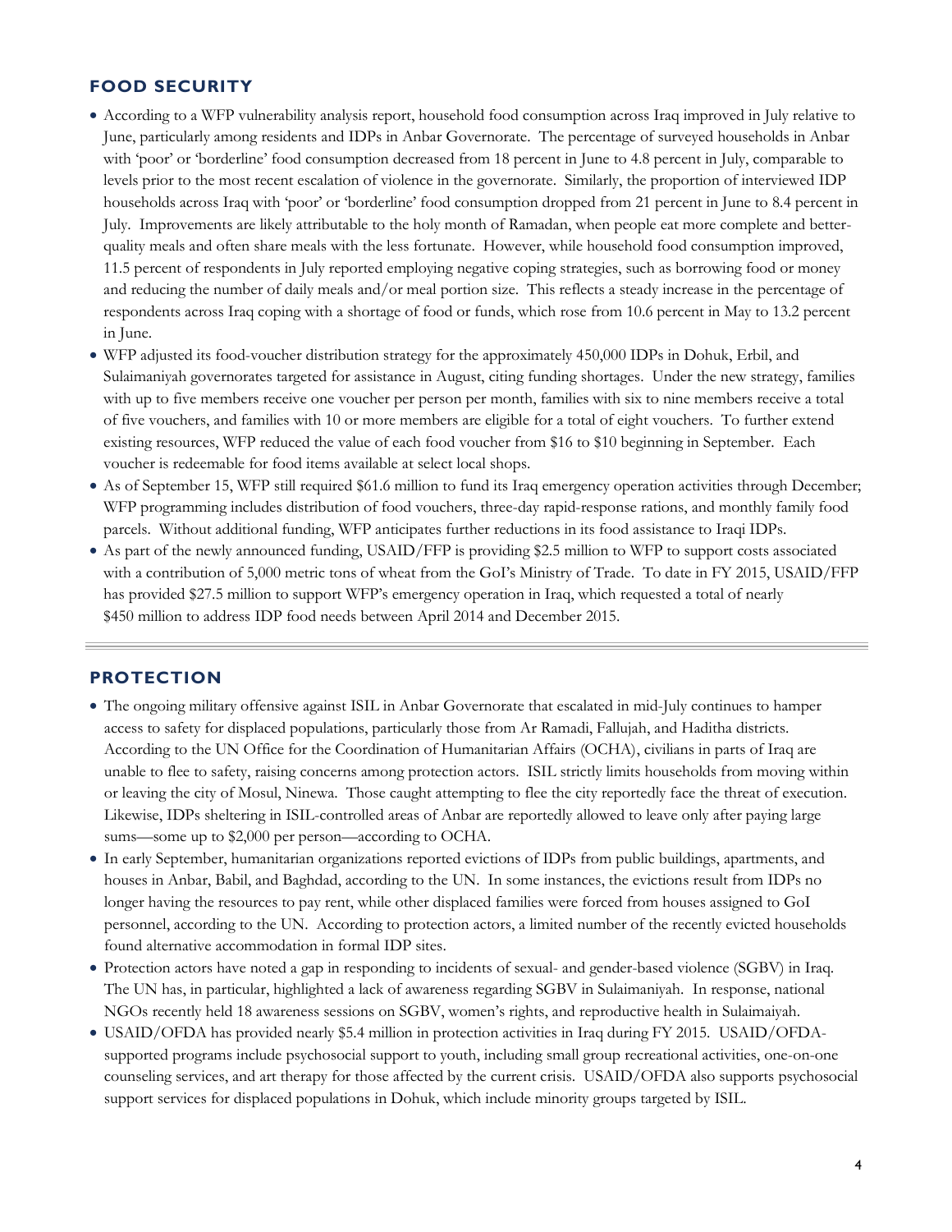## FOOD SECURITY

- According to a WFP vulnerability analysis report, household food consumption across Iraq improved in July relative to June, particularly among residents and IDPs in Anbar Governorate. The percentage of surveyed households in Anbar with 'poor' or 'borderline' food consumption decreased from 18 percent in June to 4.8 percent in July, comparable to levels prior to the most recent escalation of violence in the governorate. Similarly, the proportion of interviewed IDP households across Iraq with 'poor' or 'borderline' food consumption dropped from 21 percent in June to 8.4 percent in July. Improvements are likely attributable to the holy month of Ramadan, when people eat more complete and better-quality meals and often share meals with the less fortunate. However, while household food consumption improved, 11.5 percent of respondents in July reported employing negative coping strategies, such as borrowing food or money and reducing the number of daily meals and/or meal portion size. This reflects a steady increase in the percentage of respondents across Iraq coping with a shortage of food or funds, which rose from 10.6 percent in May to 13.2 percent in June.
- WFP adjusted its food-voucher distribution strategy for the approximately 450,000 IDPs in Dohuk, Erbil, and Sulaimaniyah governorates targeted for assistance in August, citing funding shortages. Under the new strategy, families with up to five members receive one voucher per person per month, families with six to nine members receive a total of five vouchers, and families with 10 or more members are eligible for a total of eight vouchers. To further extend existing resources, WFP reduced the value of each food voucher from $16 to $10 beginning in September. Each voucher is redeemable for food items available at select local shops.
- As of September 15, WFP still required $61.6 million to fund its Iraq emergency operation activities through December; WFP programming includes distribution of food vouchers, three-day rapid-response rations, and monthly family food parcels. Without additional funding, WFP anticipates further reductions in its food assistance to Iraqi IDPs.
- As part of the newly announced funding, USAID/FFP is providing $2.5 million to WFP to support costs associated with a contribution of 5,000 metric tons of wheat from the GoI's Ministry of Trade. To date in FY 2015, USAID/FFP has provided $27.5 million to support WFP's emergency operation in Iraq, which requested a total of nearly $450 million to address IDP food needs between April 2014 and December 2015.

## PROTECTION

- The ongoing military offensive against ISIL in Anbar Governorate that escalated in mid-July continues to hamper access to safety for displaced populations, particularly those from Ar Ramadi, Fallujah, and Haditha districts. According to the UN Office for the Coordination of Humanitarian Affairs (OCHA), civilians in parts of Iraq are unable to flee to safety, raising concerns among protection actors. ISIL strictly limits households from moving within or leaving the city of Mosul, Ninewa. Those caught attempting to flee the city reportedly face the threat of execution. Likewise, IDPs sheltering in ISIL-controlled areas of Anbar are reportedly allowed to leave only after paying large sums—some up to $2,000 per person—according to OCHA.
- In early September, humanitarian organizations reported evictions of IDPs from public buildings, apartments, and houses in Anbar, Babil, and Baghdad, according to the UN. In some instances, the evictions result from IDPs no longer having the resources to pay rent, while other displaced families were forced from houses assigned to GoI personnel, according to the UN. According to protection actors, a limited number of the recently evicted households found alternative accommodation in formal IDP sites.
- Protection actors have noted a gap in responding to incidents of sexual- and gender-based violence (SGBV) in Iraq. The UN has, in particular, highlighted a lack of awareness regarding SGBV in Sulaimaniyah. In response, national NGOs recently held 18 awareness sessions on SGBV, women's rights, and reproductive health in Sulaimaiyah.
- USAID/OFDA has provided nearly $5.4 million in protection activities in Iraq during FY 2015. USAID/OFDA-supported programs include psychosocial support to youth, including small group recreational activities, one-on-one counseling services, and art therapy for those affected by the current crisis. USAID/OFDA also supports psychosocial support services for displaced populations in Dohuk, which include minority groups targeted by ISIL.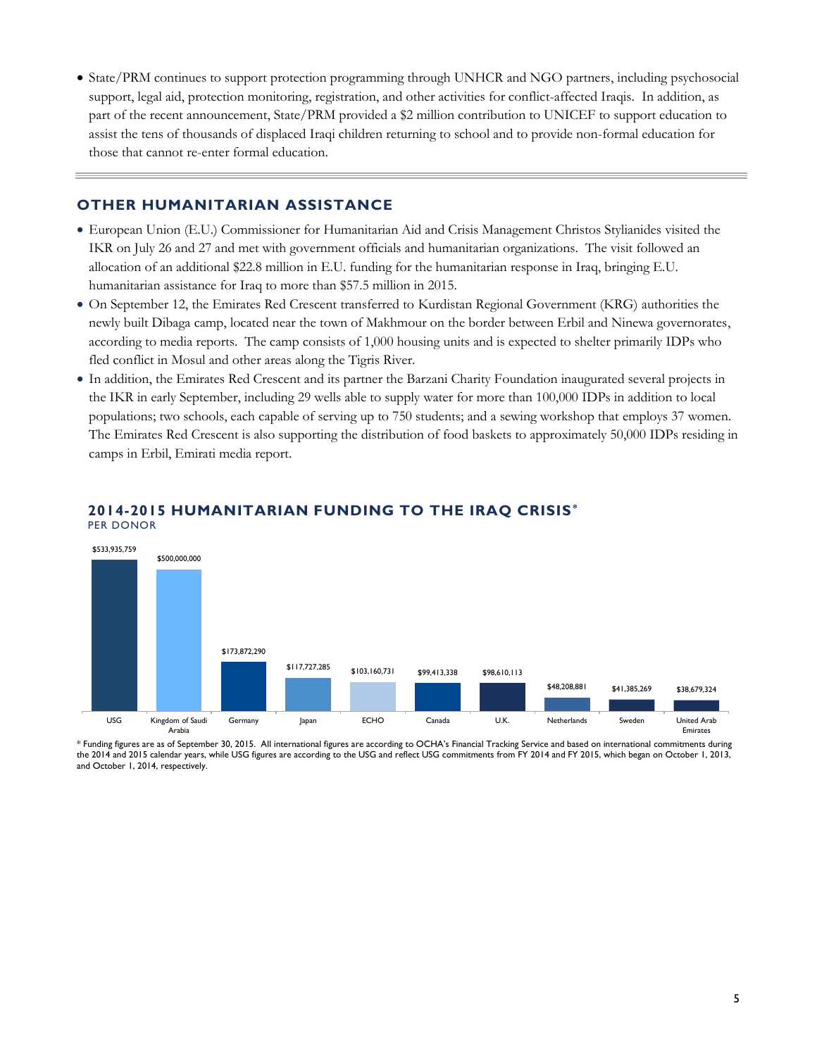- State/PRM continues to support protection programming through UNHCR and NGO partners, including psychosocial support, legal aid, protection monitoring, registration, and other activities for conflict-affected Iraqis. In addition, as part of the recent announcement, State/PRM provided a $2 million contribution to UNICEF to support education to assist the tens of thousands of displaced Iraqi children returning to school and to provide non-formal education for those that cannot re-enter formal education.

## OTHER HUMANITARIAN ASSISTANCE

- European Union (E.U.) Commissioner for Humanitarian Aid and Crisis Management Christos Stylianides visited the IKR on July 26 and 27 and met with government officials and humanitarian organizations. The visit followed an allocation of an additional $22.8 million in E.U. funding for the humanitarian response in Iraq, bringing E.U. humanitarian assistance for Iraq to more than $57.5 million in 2015.
- On September 12, the Emirates Red Crescent transferred to Kurdistan Regional Government (KRG) authorities the newly built Dibaga camp, located near the town of Makhmour on the border between Erbil and Ninewa governorates, according to media reports. The camp consists of 1,000 housing units and is expected to shelter primarily IDPs who fled conflict in Mosul and other areas along the Tigris River.
- In addition, the Emirates Red Crescent and its partner the Barzani Charity Foundation inaugurated several projects in the IKR in early September, including 29 wells able to supply water for more than 100,000 IDPs in addition to local populations; two schools, each capable of serving up to 750 students; and a sewing workshop that employs 37 women. The Emirates Red Crescent is also supporting the distribution of food baskets to approximately 50,000 IDPs residing in camps in Erbil, Emirati media report.

## 2014-2015 HUMANITARIAN FUNDING TO THE IRAQ CRISIS*

PER DONOR

| Donor | Funding |
|---|---|
| USG | $533,935,759 |
| Kingdom of Saudi Arabia | $500,000,000 |
| Germany | $173,872,290 |
| Japan | $117,727,285 |
| ECHO | $103,160,731 |
| Canada | $99,413,338 |
| U.K. | $98,610,113 |
| Netherlands | $48,208,881 |
| Sweden | $41,385,269 |
| United Arab Emirates | $38,679,324 |

\* Funding figures are as of September 30, 2015. All international figures are according to OCHA's Financial Tracking Service and based on international commitments during the 2014 and 2015 calendar years, while USG figures are according to the USG and reflect USG commitments from FY 2014 and FY 2015, which began on October 1, 2013, and October 1, 2014, respectively.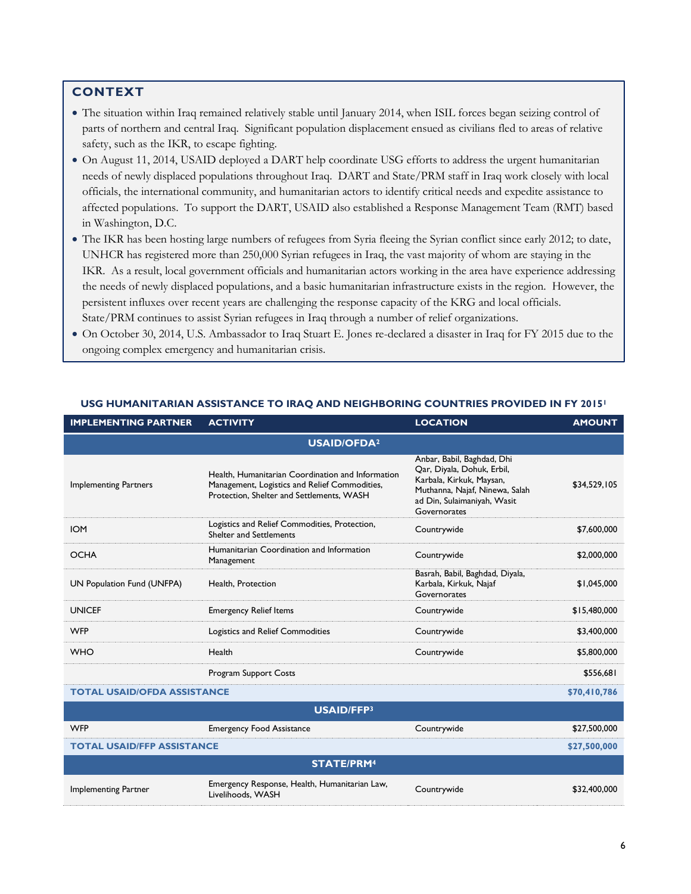## CONTEXT

- The situation within Iraq remained relatively stable until January 2014, when ISIL forces began seizing control of parts of northern and central Iraq. Significant population displacement ensued as civilians fled to areas of relative safety, such as the IKR, to escape fighting.
- On August 11, 2014, USAID deployed a DART help coordinate USG efforts to address the urgent humanitarian needs of newly displaced populations throughout Iraq. DART and State/PRM staff in Iraq work closely with local officials, the international community, and humanitarian actors to identify critical needs and expedite assistance to affected populations. To support the DART, USAID also established a Response Management Team (RMT) based in Washington, D.C.
- The IKR has been hosting large numbers of refugees from Syria fleeing the Syrian conflict since early 2012; to date, UNHCR has registered more than 250,000 Syrian refugees in Iraq, the vast majority of whom are staying in the IKR. As a result, local government officials and humanitarian actors working in the area have experience addressing the needs of newly displaced populations, and a basic humanitarian infrastructure exists in the region. However, the persistent influxes over recent years are challenging the response capacity of the KRG and local officials. State/PRM continues to assist Syrian refugees in Iraq through a number of relief organizations.
- On October 30, 2014, U.S. Ambassador to Iraq Stuart E. Jones re-declared a disaster in Iraq for FY 2015 due to the ongoing complex emergency and humanitarian crisis.

### USG HUMANITARIAN ASSISTANCE TO IRAQ AND NEIGHBORING COUNTRIES PROVIDED IN FY 2015[1]

| IMPLEMENTING PARTNER | ACTIVITY | LOCATION | AMOUNT |
|---|---|---|---|
| **USAID/OFDA[2]** | | | |
| Implementing Partners | Health, Humanitarian Coordination and Information Management, Logistics and Relief Commodities, Protection, Shelter and Settlements, WASH | Anbar, Babil, Baghdad, Dhi Qar, Diyala, Dohuk, Erbil, Karbala, Kirkuk, Maysan, Muthanna, Najaf, Ninewa, Salah ad Din, Sulaimaniyah, Wasit Governorates | $34,529,105 |
| IOM | Logistics and Relief Commodities, Protection, Shelter and Settlements | Countrywide | $7,600,000 |
| OCHA | Humanitarian Coordination and Information Management | Countrywide | $2,000,000 |
| UN Population Fund (UNFPA) | Health, Protection | Basrah, Babil, Baghdad, Diyala, Karbala, Kirkuk, Najaf Governorates | $1,045,000 |
| UNICEF | Emergency Relief Items | Countrywide | $15,480,000 |
| WFP | Logistics and Relief Commodities | Countrywide | $3,400,000 |
| WHO | Health | Countrywide | $5,800,000 |
| | Program Support Costs | | $556,681 |
| **TOTAL USAID/OFDA ASSISTANCE** | | | **$70,410,786** |
| **USAID/FFP[3]** | | | |
| WFP | Emergency Food Assistance | Countrywide | $27,500,000 |
| **TOTAL USAID/FFP ASSISTANCE** | | | **$27,500,000** |
| **STATE/PRM[4]** | | | |
| Implementing Partner | Emergency Response, Health, Humanitarian Law, Livelihoods, WASH | Countrywide | $32,400,000 |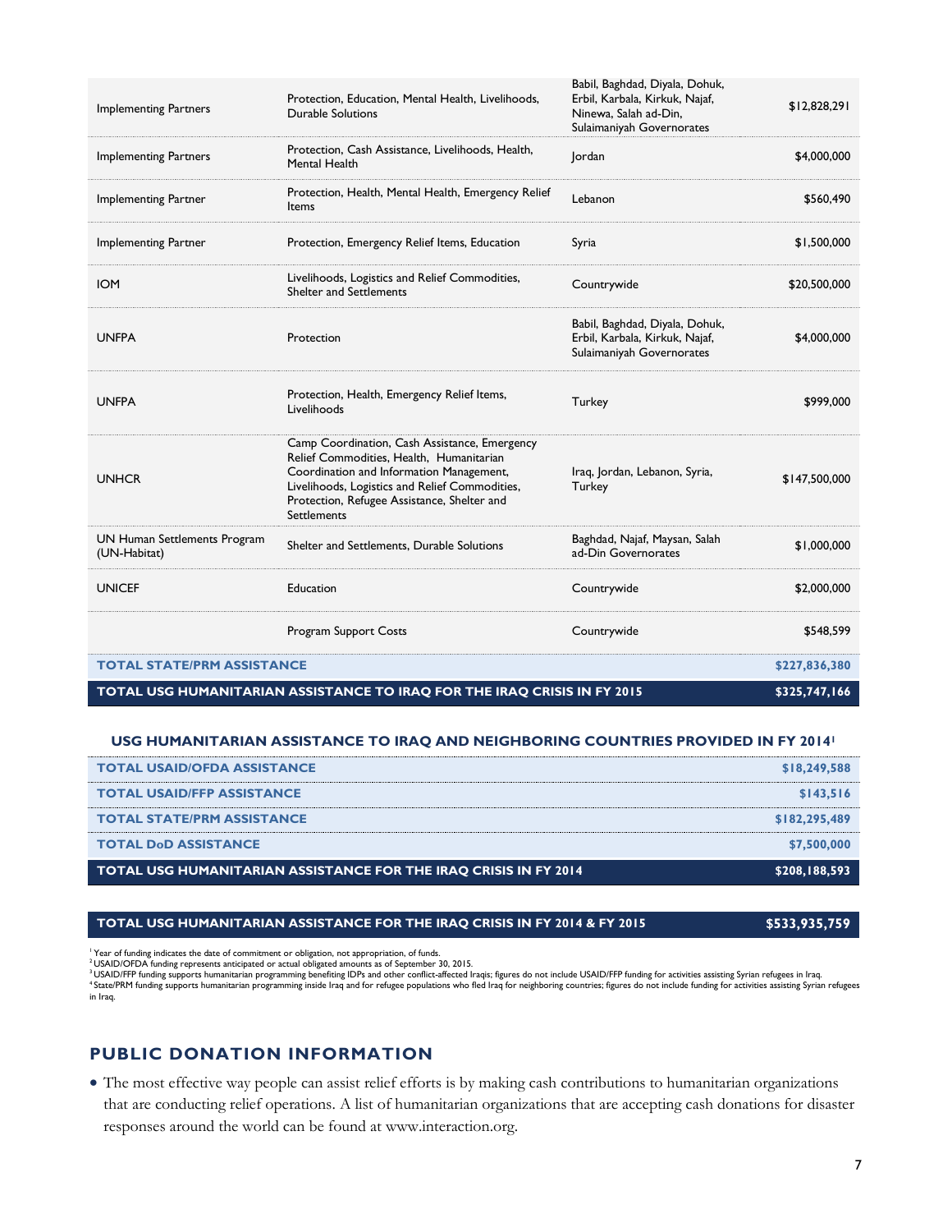| | | | |
|---|---|---|---|
| Implementing Partners | Protection, Education, Mental Health, Livelihoods, Durable Solutions | Babil, Baghdad, Diyala, Dohuk, Erbil, Karbala, Kirkuk, Najaf, Ninewa, Salah ad-Din, Sulaimaniyah Governorates | $12,828,291 |
| Implementing Partners | Protection, Cash Assistance, Livelihoods, Health, Mental Health | Jordan | $4,000,000 |
| Implementing Partner | Protection, Health, Mental Health, Emergency Relief Items | Lebanon | $560,490 |
| Implementing Partner | Protection, Emergency Relief Items, Education | Syria | $1,500,000 |
| IOM | Livelihoods, Logistics and Relief Commodities, Shelter and Settlements | Countrywide | $20,500,000 |
| UNFPA | Protection | Babil, Baghdad, Diyala, Dohuk, Erbil, Karbala, Kirkuk, Najaf, Sulaimaniyah Governorates | $4,000,000 |
| UNFPA | Protection, Health, Emergency Relief Items, Livelihoods | Turkey | $999,000 |
| UNHCR | Camp Coordination, Cash Assistance, Emergency Relief Commodities, Health, Humanitarian Coordination and Information Management, Livelihoods, Logistics and Relief Commodities, Protection, Refugee Assistance, Shelter and Settlements | Iraq, Jordan, Lebanon, Syria, Turkey | $147,500,000 |
| UN Human Settlements Program (UN-Habitat) | Shelter and Settlements, Durable Solutions | Baghdad, Najaf, Maysan, Salah ad-Din Governorates | $1,000,000 |
| UNICEF | Education | Countrywide | $2,000,000 |
| | Program Support Costs | Countrywide | $548,599 |
| **TOTAL STATE/PRM ASSISTANCE** | | | **$227,836,380** |
| **TOTAL USG HUMANITARIAN ASSISTANCE TO IRAQ FOR THE IRAQ CRISIS IN FY 2015** | | | **$325,747,166** |

**USG HUMANITARIAN ASSISTANCE TO IRAQ AND NEIGHBORING COUNTRIES PROVIDED IN FY 2014[1]**

| | |
|---|---|
| **TOTAL USAID/OFDA ASSISTANCE** | **$18,249,588** |
| **TOTAL USAID/FFP ASSISTANCE** | **$143,516** |
| **TOTAL STATE/PRM ASSISTANCE** | **$182,295,489** |
| **TOTAL DoD ASSISTANCE** | **$7,500,000** |
| **TOTAL USG HUMANITARIAN ASSISTANCE FOR THE IRAQ CRISIS IN FY 2014** | **$208,188,593** |

| | |
|---|---|
| **TOTAL USG HUMANITARIAN ASSISTANCE FOR THE IRAQ CRISIS IN FY 2014 & FY 2015** | **$533,935,759** |

[1] Year of funding indicates the date of commitment or obligation, not appropriation, of funds.
[2] USAID/OFDA funding represents anticipated or actual obligated amounts as of September 30, 2015.
[3] USAID/FFP funding supports humanitarian programming benefiting IDPs and other conflict-affected Iraqis; figures do not include USAID/FFP funding for activities assisting Syrian refugees in Iraq.
[4] State/PRM funding supports humanitarian programming inside Iraq and for refugee populations who fled Iraq for neighboring countries; figures do not include funding for activities assisting Syrian refugees in Iraq.

## PUBLIC DONATION INFORMATION

- The most effective way people can assist relief efforts is by making cash contributions to humanitarian organizations that are conducting relief operations. A list of humanitarian organizations that are accepting cash donations for disaster responses around the world can be found at www.interaction.org.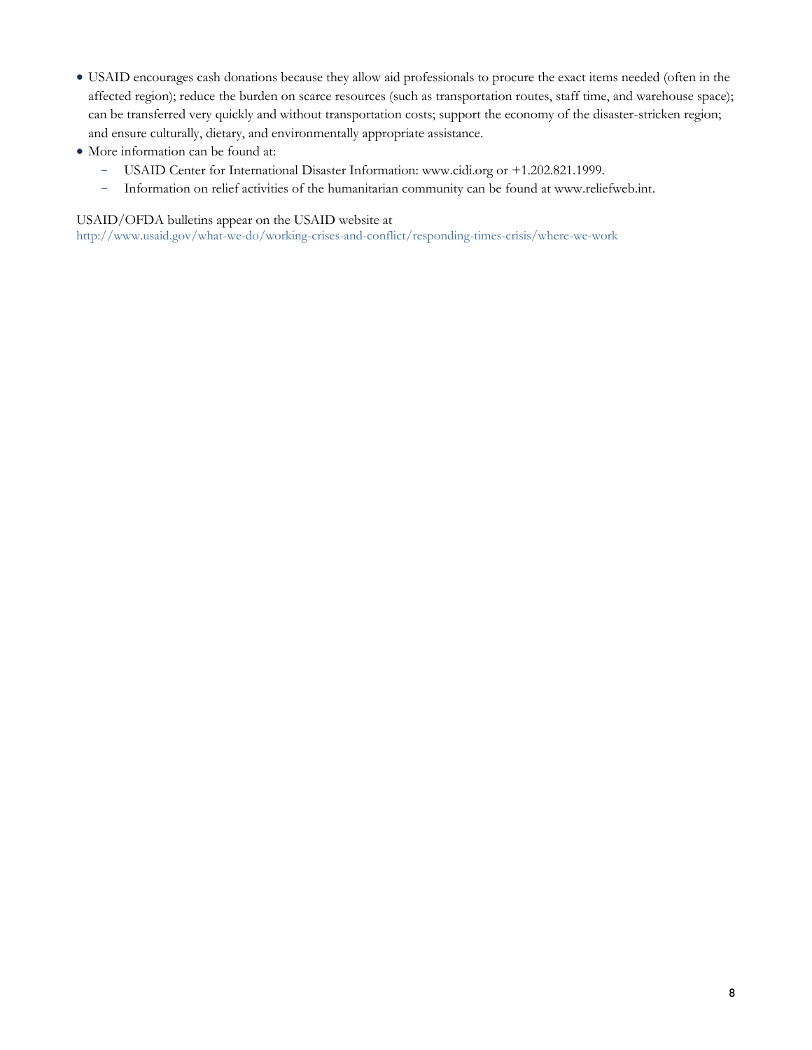- USAID encourages cash donations because they allow aid professionals to procure the exact items needed (often in the affected region); reduce the burden on scarce resources (such as transportation routes, staff time, and warehouse space); can be transferred very quickly and without transportation costs; support the economy of the disaster-stricken region; and ensure culturally, dietary, and environmentally appropriate assistance.
- More information can be found at:
  - USAID Center for International Disaster Information: www.cidi.org or +1.202.821.1999.
  - Information on relief activities of the humanitarian community can be found at www.reliefweb.int.

USAID/OFDA bulletins appear on the USAID website at
http://www.usaid.gov/what-we-do/working-crises-and-conflict/responding-times-crisis/where-we-work